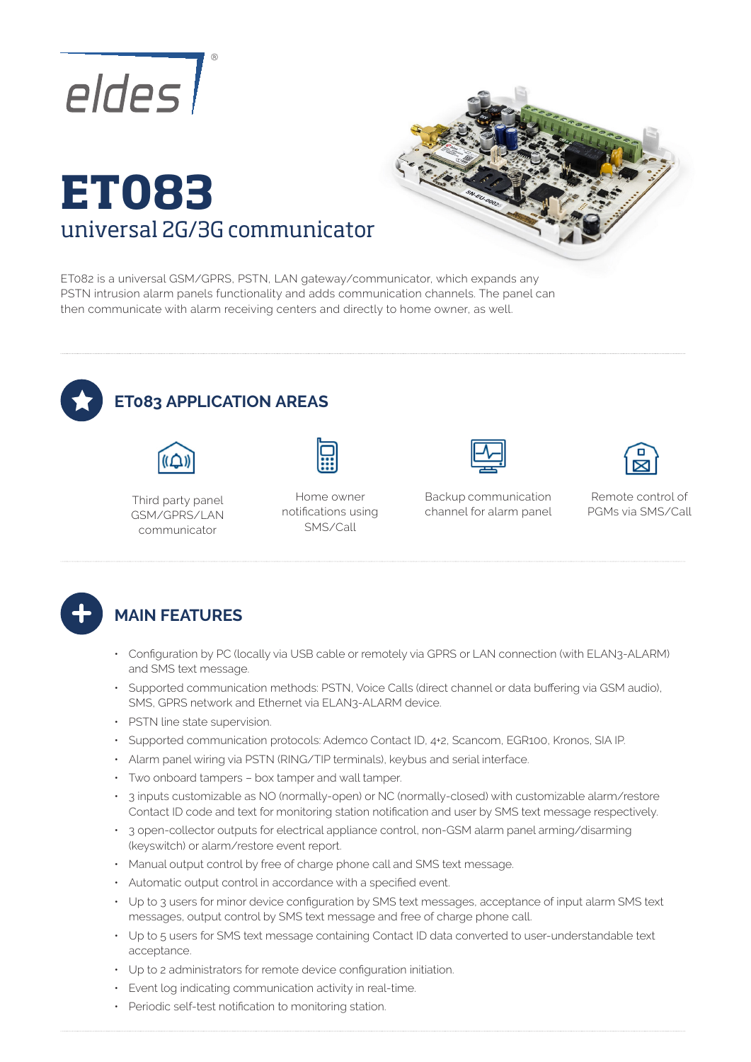eldes

# ET083

## universal 2G/3G communicator

ET082 is a universal GSM/GPRS, PSTN, LAN gateway/communicator, which expands any PSTN intrusion alarm panels functionality and adds communication channels. The panel can then communicate with alarm receiving centers and directly to home owner, as well.

## ET083 APPLICATION AREAS

- Third party panel GSM/GPRS/LAN communicator
- Home owner notifications using SMS/Call
- Backup communication channel for alarm panel
- Remote control of PGMs via SMS/Call

## MAIN FEATURES

- Configuration by PC (locally via USB cable or remotely via GPRS or LAN connection (with ELAN3-ALARM) and SMS text message.
- Supported communication methods: PSTN, Voice Calls (direct channel or data buffering via GSM audio), SMS, GPRS network and Ethernet via ELAN3-ALARM device.
- PSTN line state supervision.
- Supported communication protocols: Ademco Contact ID, 4+2, Scancom, EGR100, Kronos, SIA IP.
- Alarm panel wiring via PSTN (RING/TIP terminals), keybus and serial interface.
- Two onboard tampers – box tamper and wall tamper.
- 3 inputs customizable as NO (normally-open) or NC (normally-closed) with customizable alarm/restore Contact ID code and text for monitoring station notification and user by SMS text message respectively.
- 3 open-collector outputs for electrical appliance control, non-GSM alarm panel arming/disarming (keyswitch) or alarm/restore event report.
- Manual output control by free of charge phone call and SMS text message.
- Automatic output control in accordance with a specified event.
- Up to 3 users for minor device configuration by SMS text messages, acceptance of input alarm SMS text messages, output control by SMS text message and free of charge phone call.
- Up to 5 users for SMS text message containing Contact ID data converted to user-understandable text acceptance.
- Up to 2 administrators for remote device configuration initiation.
- Event log indicating communication activity in real-time.
- Periodic self-test notification to monitoring station.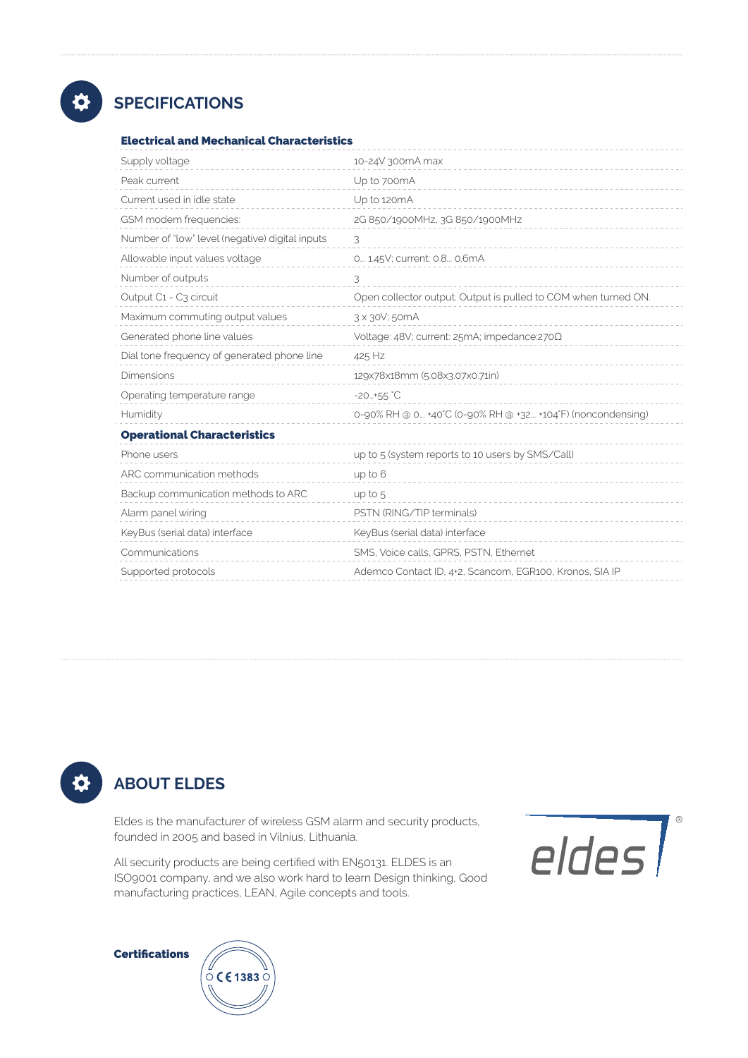## SPECIFICATIONS

| | |
|---|---|
| **Electrical and Mechanical Characteristics** | |
| Supply voltage | 10-24V 300mA max |
| Peak current | Up to 700mA |
| Current used in idle state | Up to 120mA |
| GSM modem frequencies: | 2G 850/1900MHz, 3G 850/1900MHz |
| Number of "low" level (negative) digital inputs | 3 |
| Allowable input values voltage | 0... 1.45V; current: 0.8... 0.6mA |
| Number of outputs | 3 |
| Output C1 - C3 circuit | Open collector output. Output is pulled to COM when turned ON. |
| Maximum commuting output values | 3 x 30V; 50mA |
| Generated phone line values | Voltage: 48V; current: 25mA; impedance:270Ω |
| Dial tone frequency of generated phone line | 425 Hz |
| Dimensions | 129x78x18mm (5.08x3.07x0.71in) |
| Operating temperature range | -20...+55 °C |
| Humidity | 0-90% RH @ 0... +40°C (0-90% RH @ +32... +104°F) (noncondensing) |
| **Operational Characteristics** | |
| Phone users | up to 5 (system reports to 10 users by SMS/Call) |
| ARC communication methods | up to 6 |
| Backup communication methods to ARC | up to 5 |
| Alarm panel wiring | PSTN (RING/TIP terminals) |
| KeyBus (serial data) interface | KeyBus (serial data) interface |
| Communications | SMS, Voice calls, GPRS, PSTN, Ethernet |
| Supported protocols | Ademco Contact ID, 4+2, Scancom, EGR100, Kronos, SIA IP |

## ABOUT ELDES

Eldes is the manufacturer of wireless GSM alarm and security products, founded in 2005 and based in Vilnius, Lithuania.

All security products are being certified with EN50131. ELDES is an ISO9001 company, and we also work hard to learn Design thinking, Good manufacturing practices, LEAN, Agile concepts and tools.

eldes®

**Certifications**

CE 1383